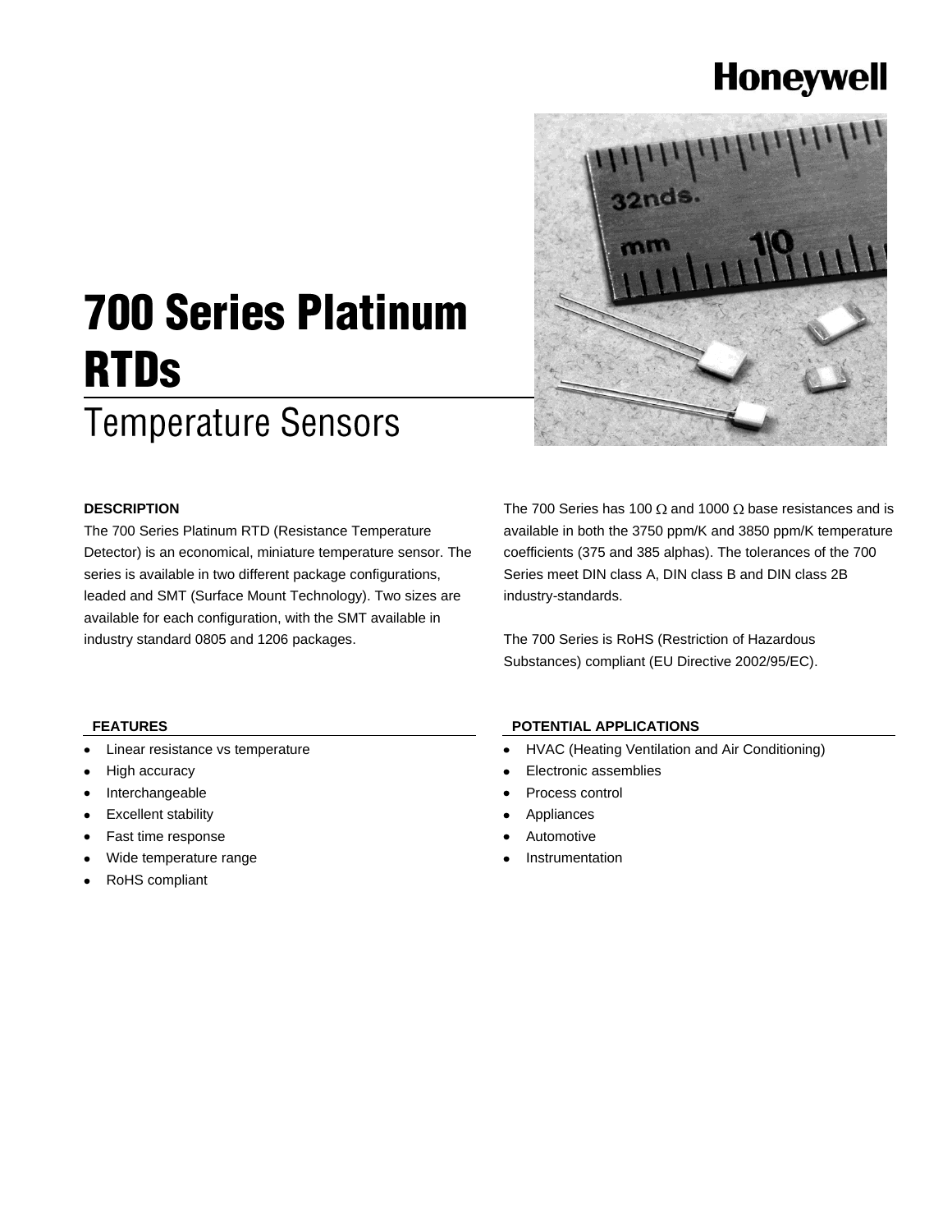Honeywell

# 700 Series Platinum RTDs

## Temperature Sensors

### DESCRIPTION

The 700 Series Platinum RTD (Resistance Temperature Detector) is an economical, miniature temperature sensor. The series is available in two different package configurations, leaded and SMT (Surface Mount Technology). Two sizes are available for each configuration, with the SMT available in industry standard 0805 and 1206 packages.

The 700 Series has 100 Ω and 1000 Ω base resistances and is available in both the 3750 ppm/K and 3850 ppm/K temperature coefficients (375 and 385 alphas). The tolerances of the 700 Series meet DIN class A, DIN class B and DIN class 2B industry-standards.

The 700 Series is RoHS (Restriction of Hazardous Substances) compliant (EU Directive 2002/95/EC).

### FEATURES

- Linear resistance vs temperature
- High accuracy
- Interchangeable
- Excellent stability
- Fast time response
- Wide temperature range
- RoHS compliant

### POTENTIAL APPLICATIONS

- HVAC (Heating Ventilation and Air Conditioning)
- Electronic assemblies
- Process control
- Appliances
- Automotive
- Instrumentation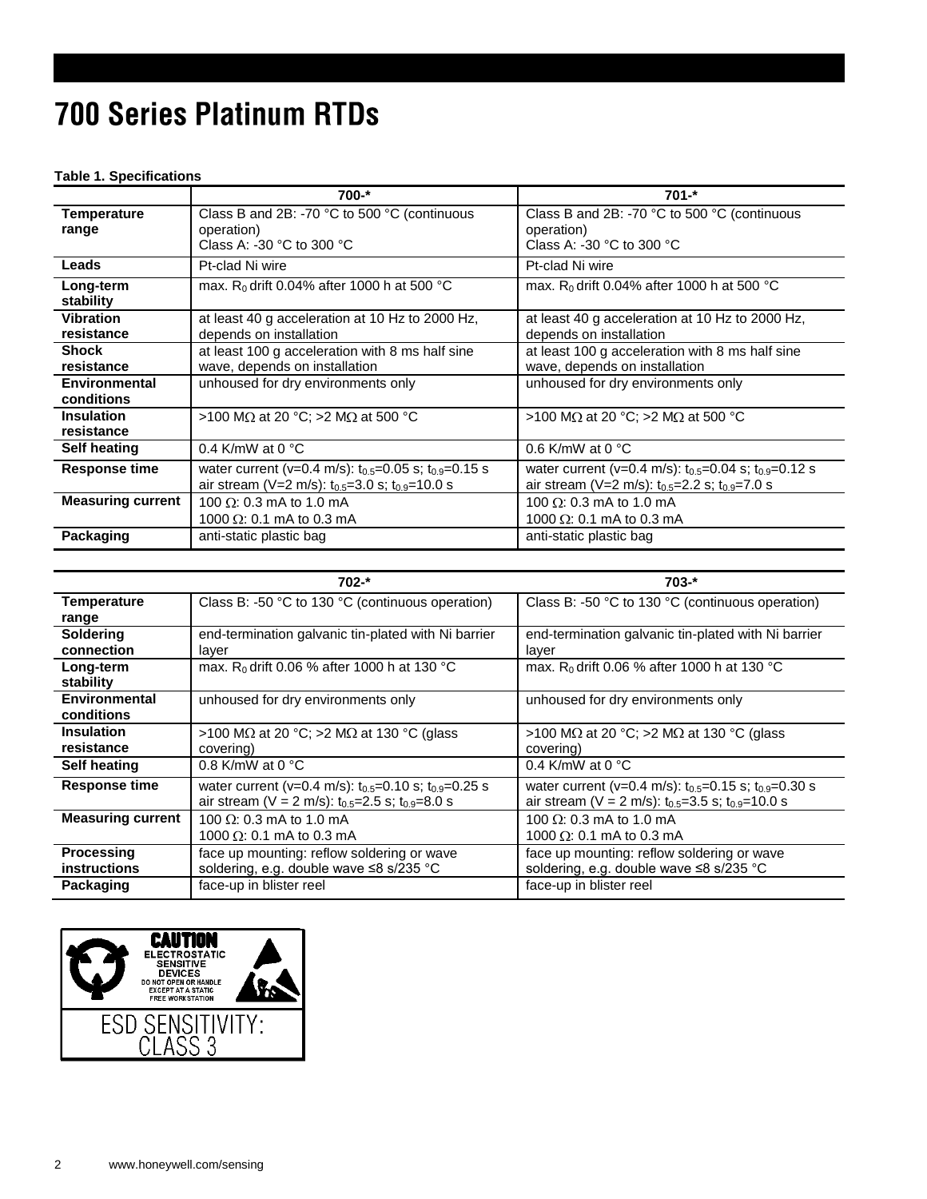# 700 Series Platinum RTDs

**Table 1. Specifications**

| | 700-* | 701-* |
|---|---|---|
| **Temperature range** | Class B and 2B: -70 °C to 500 °C (continuous operation)<br>Class A: -30 °C to 300 °C | Class B and 2B: -70 °C to 500 °C (continuous operation)<br>Class A: -30 °C to 300 °C |
| **Leads** | Pt-clad Ni wire | Pt-clad Ni wire |
| **Long-term stability** | max. $R_0$ drift 0.04% after 1000 h at 500 °C | max. $R_0$ drift 0.04% after 1000 h at 500 °C |
| **Vibration resistance** | at least 40 g acceleration at 10 Hz to 2000 Hz, depends on installation | at least 40 g acceleration at 10 Hz to 2000 Hz, depends on installation |
| **Shock resistance** | at least 100 g acceleration with 8 ms half sine wave, depends on installation | at least 100 g acceleration with 8 ms half sine wave, depends on installation |
| **Environmental conditions** | unhoused for dry environments only | unhoused for dry environments only |
| **Insulation resistance** | >100 MΩ at 20 °C; >2 MΩ at 500 °C | >100 MΩ at 20 °C; >2 MΩ at 500 °C |
| **Self heating** | 0.4 K/mW at 0 °C | 0.6 K/mW at 0 °C |
| **Response time** | water current (v=0.4 m/s): $t_{0.5}$=0.05 s; $t_{0.9}$=0.15 s<br>air stream (V=2 m/s): $t_{0.5}$=3.0 s; $t_{0.9}$=10.0 s | water current (v=0.4 m/s): $t_{0.5}$=0.04 s; $t_{0.9}$=0.12 s<br>air stream (V=2 m/s): $t_{0.5}$=2.2 s; $t_{0.9}$=7.0 s |
| **Measuring current** | 100 Ω: 0.3 mA to 1.0 mA<br>1000 Ω: 0.1 mA to 0.3 mA | 100 Ω: 0.3 mA to 1.0 mA<br>1000 Ω: 0.1 mA to 0.3 mA |
| **Packaging** | anti-static plastic bag | anti-static plastic bag |

| | 702-* | 703-* |
|---|---|---|
| **Temperature range** | Class B: -50 °C to 130 °C (continuous operation) | Class B: -50 °C to 130 °C (continuous operation) |
| **Soldering connection** | end-termination galvanic tin-plated with Ni barrier layer | end-termination galvanic tin-plated with Ni barrier layer |
| **Long-term stability** | max. $R_0$ drift 0.06 % after 1000 h at 130 °C | max. $R_0$ drift 0.06 % after 1000 h at 130 °C |
| **Environmental conditions** | unhoused for dry environments only | unhoused for dry environments only |
| **Insulation resistance** | >100 MΩ at 20 °C; >2 MΩ at 130 °C (glass covering) | >100 MΩ at 20 °C; >2 MΩ at 130 °C (glass covering) |
| **Self heating** | 0.8 K/mW at 0 °C | 0.4 K/mW at 0 °C |
| **Response time** | water current (v=0.4 m/s): $t_{0.5}$=0.10 s; $t_{0.9}$=0.25 s<br>air stream (V = 2 m/s): $t_{0.5}$=2.5 s; $t_{0.9}$=8.0 s | water current (v=0.4 m/s): $t_{0.5}$=0.15 s; $t_{0.9}$=0.30 s<br>air stream (V = 2 m/s): $t_{0.5}$=3.5 s; $t_{0.9}$=10.0 s |
| **Measuring current** | 100 Ω: 0.3 mA to 1.0 mA<br>1000 Ω: 0.1 mA to 0.3 mA | 100 Ω: 0.3 mA to 1.0 mA<br>1000 Ω: 0.1 mA to 0.3 mA |
| **Processing instructions** | face up mounting: reflow soldering or wave soldering, e.g. double wave ≤8 s/235 °C | face up mounting: reflow soldering or wave soldering, e.g. double wave ≤8 s/235 °C |
| **Packaging** | face-up in blister reel | face-up in blister reel |

**CAUTION**
ELECTROSTATIC SENSITIVE DEVICES
DO NOT OPEN OR HANDLE EXCEPT AT A STATIC FREE WORKSTATION

ESD SENSITIVITY: CLASS 3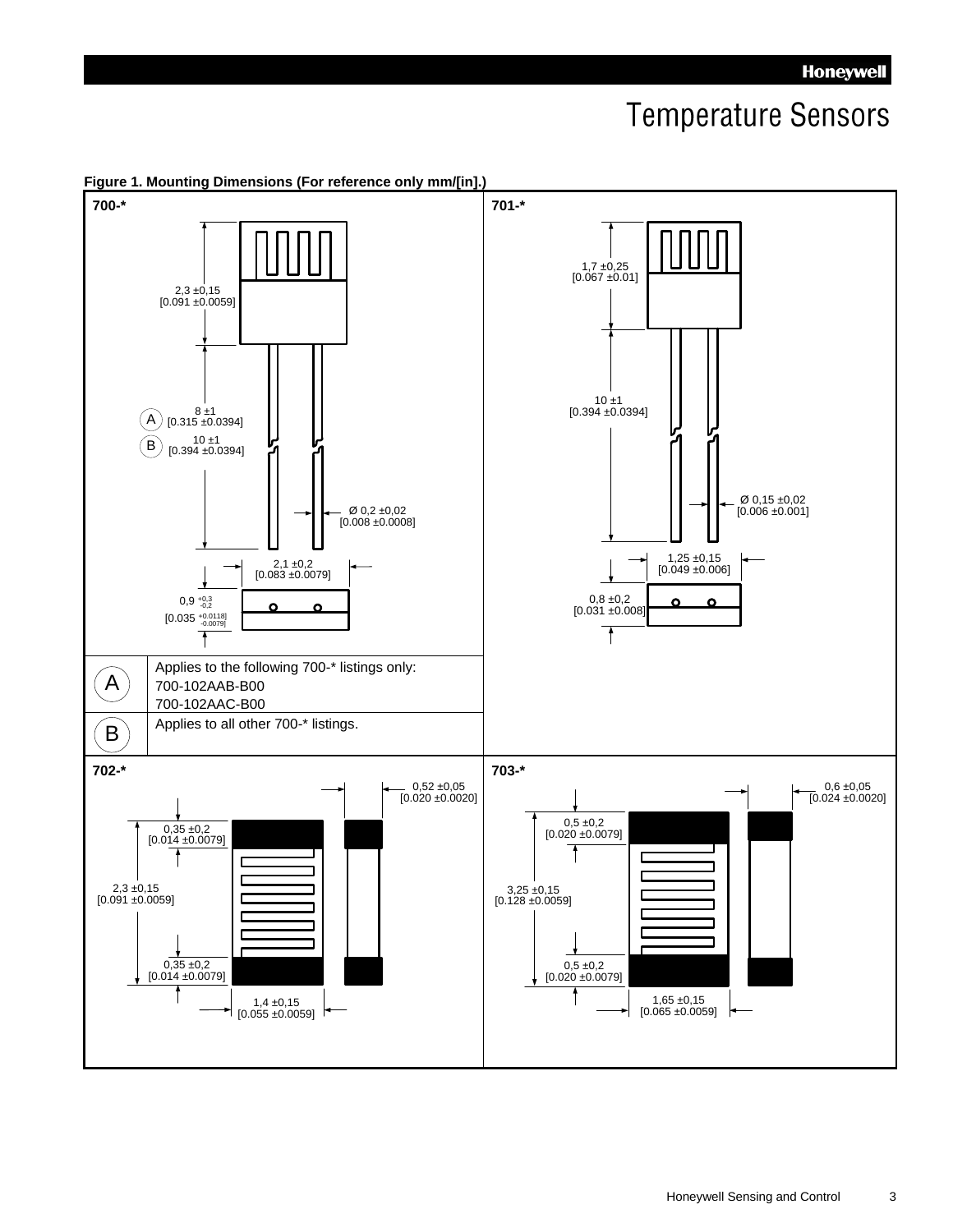# Temperature Sensors

**Figure 1. Mounting Dimensions (For reference only mm/[in].)**

**700-***

2,3 ±0,15
[0.091 ±0.0059]

(A) 8 ±1
[0.315 ±0.0394]

(B) 10 ±1
[0.394 ±0.0394]

Ø 0,2 ±0,02
[0.008 ±0.0008]

2,1 ±0,2
[0.083 ±0.0079]

0,9 +0,3/-0,2
[0.035 +0.0118/-0.0079]

| | |
|---|---|
| A | Applies to the following 700-* listings only:<br>700-102AAB-B00<br>700-102AAC-B00 |
| B | Applies to all other 700-* listings. |

**701-***

1,7 ±0,25
[0.067 ±0.01]

10 ±1
[0.394 ±0.0394]

Ø 0,15 ±0,02
[0.006 ±0.001]

1,25 ±0,15
[0.049 ±0.006]

0,8 ±0,2
[0.031 ±0.008]

**702-***

0,52 ±0,05
[0.020 ±0.0020]

0,35 ±0,2
[0.014 ±0.0079]

2,3 ±0,15
[0.091 ±0.0059]

0,35 ±0,2
[0.014 ±0.0079]

1,4 ±0,15
[0.055 ±0.0059]

**703-***

0,6 ±0,05
[0.024 ±0.0020]

0,5 ±0,2
[0.020 ±0.0079]

3,25 ±0,15
[0.128 ±0.0059]

0,5 ±0,2
[0.020 ±0.0079]

1,65 ±0,15
[0.065 ±0.0059]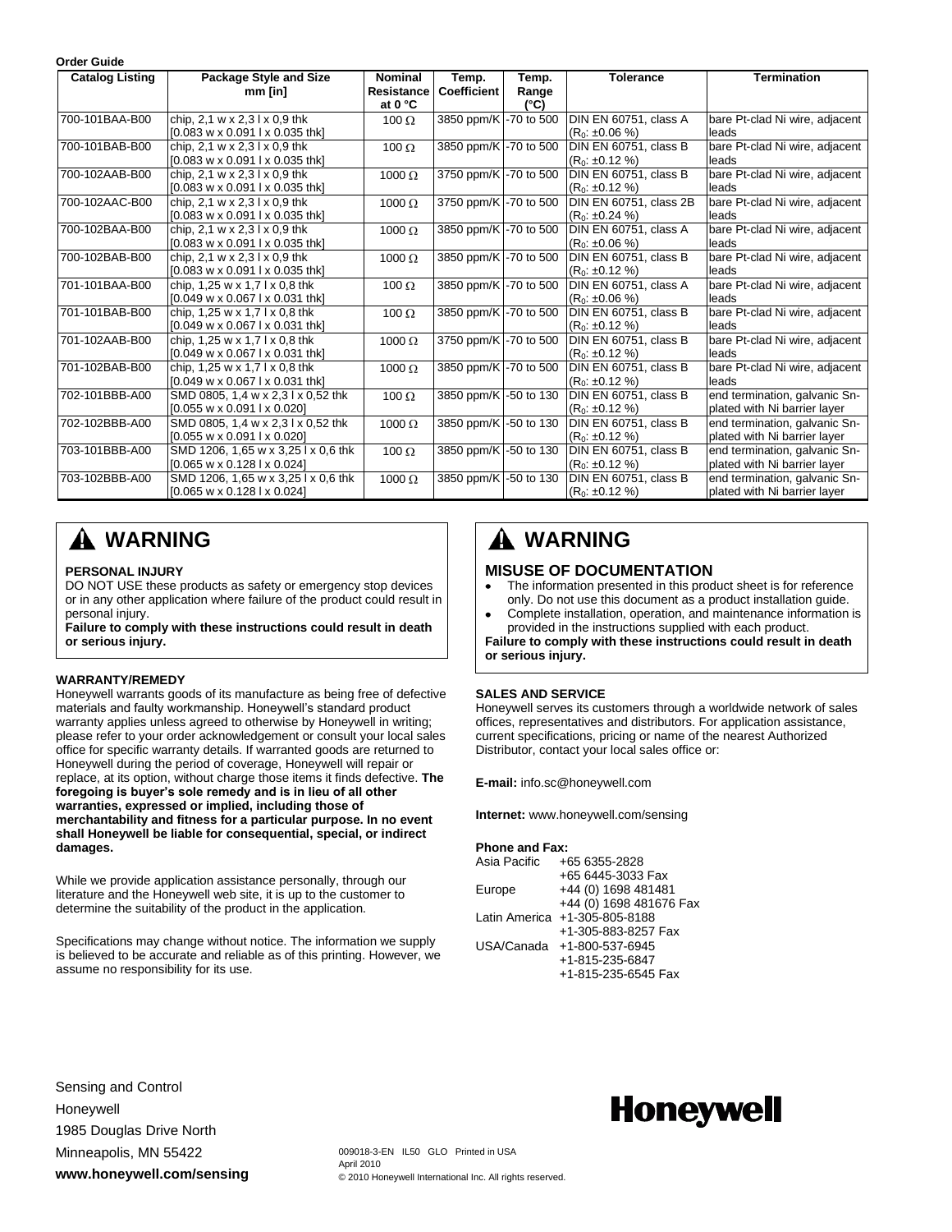**Order Guide**

| Catalog Listing | Package Style and Size mm [in] | Nominal Resistance at 0 °C | Temp. Coefficient | Temp. Range (°C) | Tolerance | Termination |
|---|---|---|---|---|---|---|
| 700-101BAA-B00 | chip, 2,1 w x 2,3 l x 0,9 thk [0.083 w x 0.091 l x 0.035 thk] | 100 Ω | 3850 ppm/K | -70 to 500 | DIN EN 60751, class A ($R_0$: ±0.06 %) | bare Pt-clad Ni wire, adjacent leads |
| 700-101BAB-B00 | chip, 2,1 w x 2,3 l x 0,9 thk [0.083 w x 0.091 l x 0.035 thk] | 100 Ω | 3850 ppm/K | -70 to 500 | DIN EN 60751, class B ($R_0$: ±0.12 %) | bare Pt-clad Ni wire, adjacent leads |
| 700-102AAB-B00 | chip, 2,1 w x 2,3 l x 0,9 thk [0.083 w x 0.091 l x 0.035 thk] | 1000 Ω | 3750 ppm/K | -70 to 500 | DIN EN 60751, class B ($R_0$: ±0.12 %) | bare Pt-clad Ni wire, adjacent leads |
| 700-102AAC-B00 | chip, 2,1 w x 2,3 l x 0,9 thk [0.083 w x 0.091 l x 0.035 thk] | 1000 Ω | 3750 ppm/K | -70 to 500 | DIN EN 60751, class 2B ($R_0$: ±0.24 %) | bare Pt-clad Ni wire, adjacent leads |
| 700-102BAA-B00 | chip, 2,1 w x 2,3 l x 0,9 thk [0.083 w x 0.091 l x 0.035 thk] | 1000 Ω | 3850 ppm/K | -70 to 500 | DIN EN 60751, class A ($R_0$: ±0.06 %) | bare Pt-clad Ni wire, adjacent leads |
| 700-102BAB-B00 | chip, 2,1 w x 2,3 l x 0,9 thk [0.083 w x 0.091 l x 0.035 thk] | 1000 Ω | 3850 ppm/K | -70 to 500 | DIN EN 60751, class B ($R_0$: ±0.12 %) | bare Pt-clad Ni wire, adjacent leads |
| 701-101BAA-B00 | chip, 1,25 w x 1,7 l x 0,8 thk [0.049 w x 0.067 l x 0.031 thk] | 100 Ω | 3850 ppm/K | -70 to 500 | DIN EN 60751, class A ($R_0$: ±0.06 %) | bare Pt-clad Ni wire, adjacent leads |
| 701-101BAB-B00 | chip, 1,25 w x 1,7 l x 0,8 thk [0.049 w x 0.067 l x 0.031 thk] | 100 Ω | 3850 ppm/K | -70 to 500 | DIN EN 60751, class B ($R_0$: ±0.12 %) | bare Pt-clad Ni wire, adjacent leads |
| 701-102AAB-B00 | chip, 1,25 w x 1,7 l x 0,8 thk [0.049 w x 0.067 l x 0.031 thk] | 1000 Ω | 3750 ppm/K | -70 to 500 | DIN EN 60751, class B ($R_0$: ±0.12 %) | bare Pt-clad Ni wire, adjacent leads |
| 701-102BAB-B00 | chip, 1,25 w x 1,7 l x 0,8 thk [0.049 w x 0.067 l x 0.031 thk] | 1000 Ω | 3850 ppm/K | -70 to 500 | DIN EN 60751, class B ($R_0$: ±0.12 %) | bare Pt-clad Ni wire, adjacent leads |
| 702-101BBB-A00 | SMD 0805, 1,4 w x 2,3 l x 0,52 thk [0.055 w x 0.091 l x 0.020] | 100 Ω | 3850 ppm/K | -50 to 130 | DIN EN 60751, class B ($R_0$: ±0.12 %) | end termination, galvanic Sn-plated with Ni barrier layer |
| 702-102BBB-A00 | SMD 0805, 1,4 w x 2,3 l x 0,52 thk [0.055 w x 0.091 l x 0.020] | 1000 Ω | 3850 ppm/K | -50 to 130 | DIN EN 60751, class B ($R_0$: ±0.12 %) | end termination, galvanic Sn-plated with Ni barrier layer |
| 703-101BBB-A00 | SMD 1206, 1,65 w x 3,25 l x 0,6 thk [0.065 w x 0.128 l x 0.024] | 100 Ω | 3850 ppm/K | -50 to 130 | DIN EN 60751, class B ($R_0$: ±0.12 %) | end termination, galvanic Sn-plated with Ni barrier layer |
| 703-102BBB-A00 | SMD 1206, 1,65 w x 3,25 l x 0,6 thk [0.065 w x 0.128 l x 0.024] | 1000 Ω | 3850 ppm/K | -50 to 130 | DIN EN 60751, class B ($R_0$: ±0.12 %) | end termination, galvanic Sn-plated with Ni barrier layer |

## ⚠ WARNING

**PERSONAL INJURY**

DO NOT USE these products as safety or emergency stop devices or in any other application where failure of the product could result in personal injury.

**Failure to comply with these instructions could result in death or serious injury.**

## ⚠ WARNING

**MISUSE OF DOCUMENTATION**

- The information presented in this product sheet is for reference only. Do not use this document as a product installation guide.
- Complete installation, operation, and maintenance information is provided in the instructions supplied with each product.

**Failure to comply with these instructions could result in death or serious injury.**

**WARRANTY/REMEDY**

Honeywell warrants goods of its manufacture as being free of defective materials and faulty workmanship. Honeywell's standard product warranty applies unless agreed to otherwise by Honeywell in writing; please refer to your order acknowledgement or consult your local sales office for specific warranty details. If warranted goods are returned to Honeywell during the period of coverage, Honeywell will repair or replace, at its option, without charge those items it finds defective. **The foregoing is buyer's sole remedy and is in lieu of all other warranties, expressed or implied, including those of merchantability and fitness for a particular purpose. In no event shall Honeywell be liable for consequential, special, or indirect damages.**

While we provide application assistance personally, through our literature and the Honeywell web site, it is up to the customer to determine the suitability of the product in the application.

Specifications may change without notice. The information we supply is believed to be accurate and reliable as of this printing. However, we assume no responsibility for its use.

**SALES AND SERVICE**

Honeywell serves its customers through a worldwide network of sales offices, representatives and distributors. For application assistance, current specifications, pricing or name of the nearest Authorized Distributor, contact your local sales office or:

**E-mail:** info.sc@honeywell.com

**Internet:** www.honeywell.com/sensing

**Phone and Fax:**

Asia Pacific +65 6355-2828
+65 6445-3033 Fax
Europe +44 (0) 1698 481481
+44 (0) 1698 481676 Fax
Latin America +1-305-805-8188
+1-305-883-8257 Fax
USA/Canada +1-800-537-6945
+1-815-235-6847
+1-815-235-6545 Fax

Sensing and Control
Honeywell
1985 Douglas Drive North
Minneapolis, MN 55422
**www.honeywell.com/sensing**

009018-3-EN IL50 GLO Printed in USA
April 2010
© 2010 Honeywell International Inc. All rights reserved.

**Honeywell**